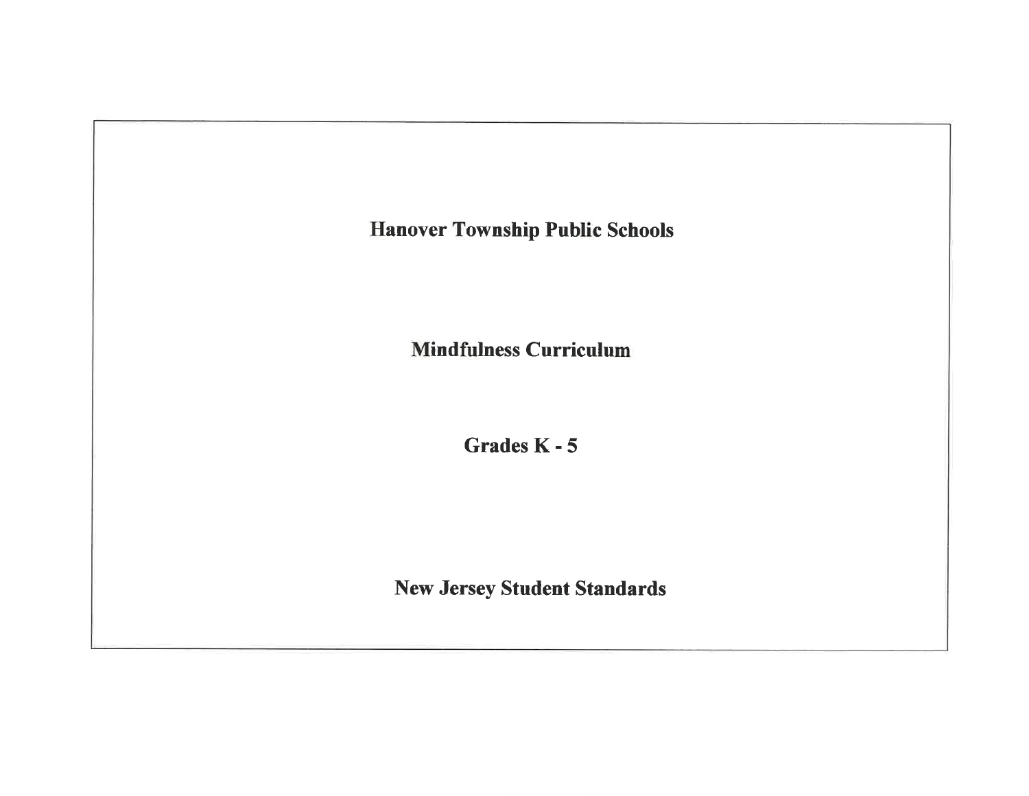# Hanover Township Public Schools

## Mindfulness Curriculum

## Grades K - 5

## New Jersey Student Standards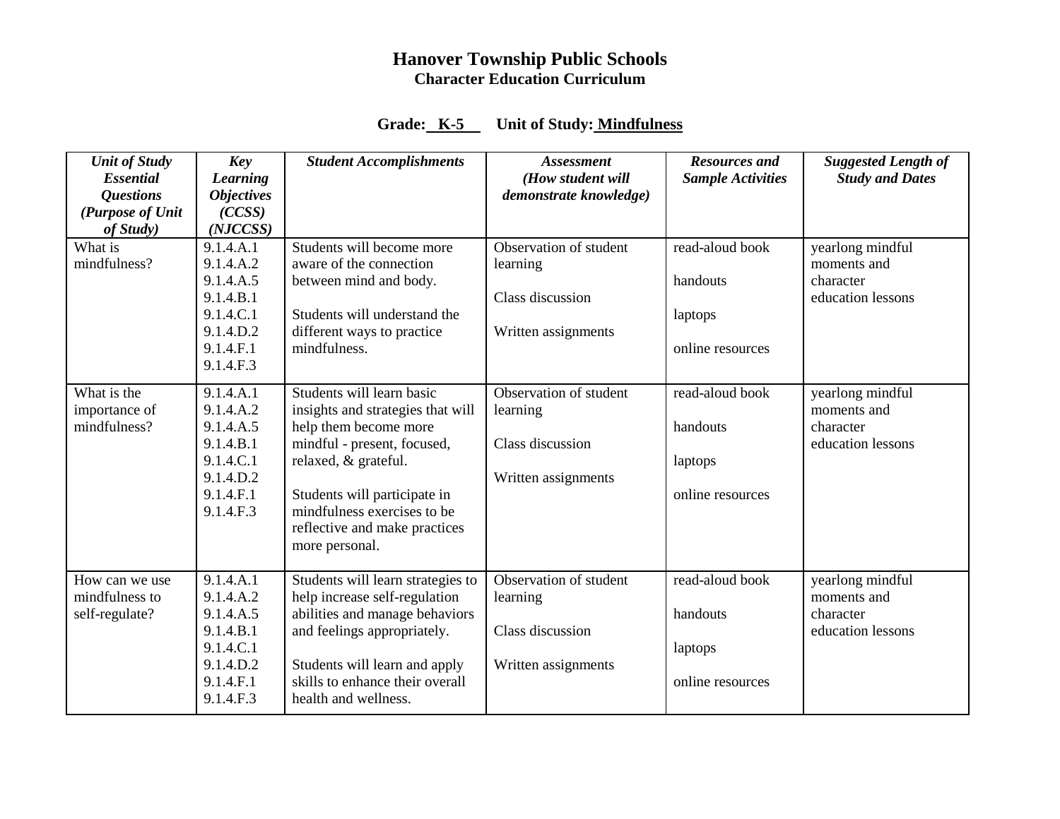# Hanover Township Public Schools

## Character Education Curriculum

**Grade: K-5 Unit of Study: Mindfulness**

| *Unit of Study Essential Questions (Purpose of Unit of Study)* | *Key Learning Objectives (CCSS) (NJCCSS)* | *Student Accomplishments* | *Assessment (How student will demonstrate knowledge)* | *Resources and Sample Activities* | *Suggested Length of Study and Dates* |
|---|---|---|---|---|---|
| What is mindfulness? | 9.1.4.A.1<br>9.1.4.A.2<br>9.1.4.A.5<br>9.1.4.B.1<br>9.1.4.C.1<br>9.1.4.D.2<br>9.1.4.F.1<br>9.1.4.F.3 | Students will become more aware of the connection between mind and body.<br><br>Students will understand the different ways to practice mindfulness. | Observation of student learning<br><br>Class discussion<br><br>Written assignments | read-aloud book<br><br>handouts<br><br>laptops<br><br>online resources | yearlong mindful moments and character education lessons |
| What is the importance of mindfulness? | 9.1.4.A.1<br>9.1.4.A.2<br>9.1.4.A.5<br>9.1.4.B.1<br>9.1.4.C.1<br>9.1.4.D.2<br>9.1.4.F.1<br>9.1.4.F.3 | Students will learn basic insights and strategies that will help them become more mindful - present, focused, relaxed, & grateful.<br><br>Students will participate in mindfulness exercises to be reflective and make practices more personal. | Observation of student learning<br><br>Class discussion<br><br>Written assignments | read-aloud book<br><br>handouts<br><br>laptops<br><br>online resources | yearlong mindful moments and character education lessons |
| How can we use mindfulness to self-regulate? | 9.1.4.A.1<br>9.1.4.A.2<br>9.1.4.A.5<br>9.1.4.B.1<br>9.1.4.C.1<br>9.1.4.D.2<br>9.1.4.F.1<br>9.1.4.F.3 | Students will learn strategies to help increase self-regulation abilities and manage behaviors and feelings appropriately.<br><br>Students will learn and apply skills to enhance their overall health and wellness. | Observation of student learning<br><br>Class discussion<br><br>Written assignments | read-aloud book<br><br>handouts<br><br>laptops<br><br>online resources | yearlong mindful moments and character education lessons |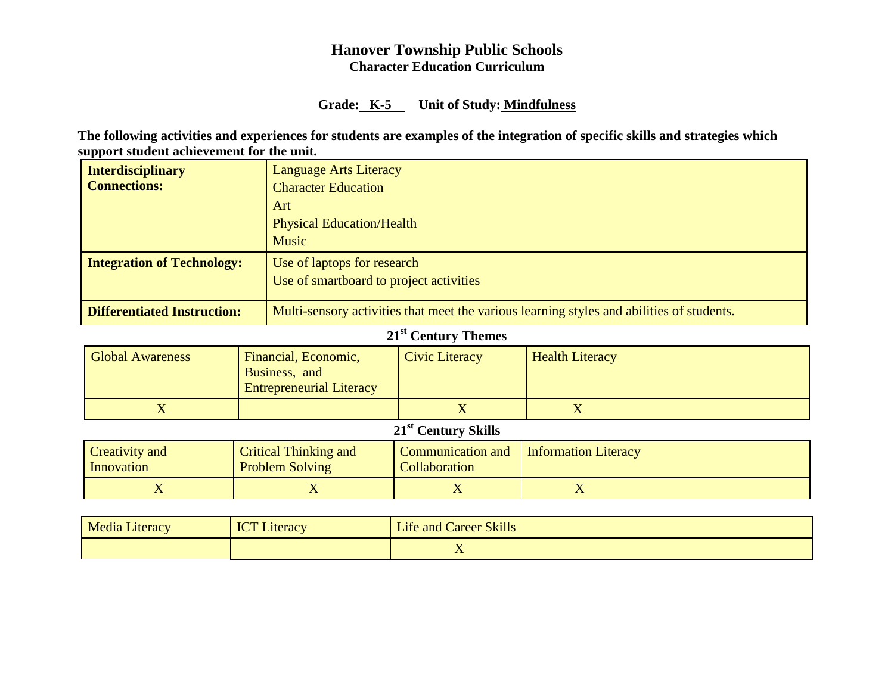# Hanover Township Public Schools
## Character Education Curriculum

**Grade: K-5** **Unit of Study: Mindfulness**

**The following activities and experiences for students are examples of the integration of specific skills and strategies which support student achievement for the unit.**

| | |
|---|---|
| **Interdisciplinary Connections:** | Language Arts Literacy<br>Character Education<br>Art<br>Physical Education/Health<br>Music |
| **Integration of Technology:** | Use of laptops for research<br>Use of smartboard to project activities |
| **Differentiated Instruction:** | Multi-sensory activities that meet the various learning styles and abilities of students. |

**21st Century Themes**

| Global Awareness | Financial, Economic, Business, and Entrepreneurial Literacy | Civic Literacy | Health Literacy |
|---|---|---|---|
| X | | X | X |

**21st Century Skills**

| Creativity and Innovation | Critical Thinking and Problem Solving | Communication and Collaboration | Information Literacy |
|---|---|---|---|
| X | X | X | X |

| Media Literacy | ICT Literacy | Life and Career Skills |
|---|---|---|
| | | X |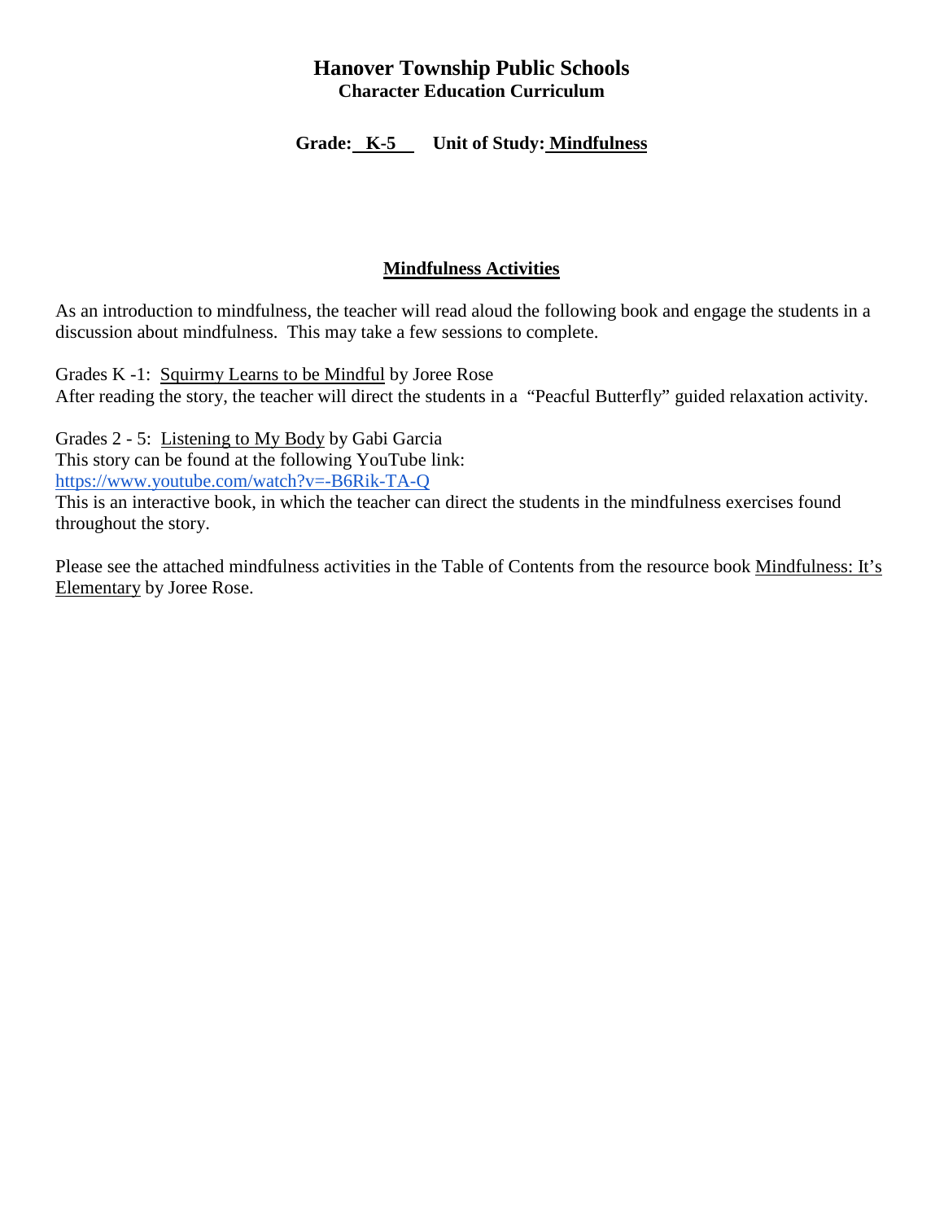# Hanover Township Public Schools
## Character Education Curriculum

**Grade: K-5 Unit of Study: Mindfulness**

### Mindfulness Activities

As an introduction to mindfulness, the teacher will read aloud the following book and engage the students in a discussion about mindfulness. This may take a few sessions to complete.

Grades K -1: Squirmy Learns to be Mindful by Joree Rose
After reading the story, the teacher will direct the students in a "Peacful Butterfly" guided relaxation activity.

Grades 2 - 5: Listening to My Body by Gabi Garcia
This story can be found at the following YouTube link:
https://www.youtube.com/watch?v=-B6Rik-TA-Q
This is an interactive book, in which the teacher can direct the students in the mindfulness exercises found throughout the story.

Please see the attached mindfulness activities in the Table of Contents from the resource book Mindfulness: It's Elementary by Joree Rose.